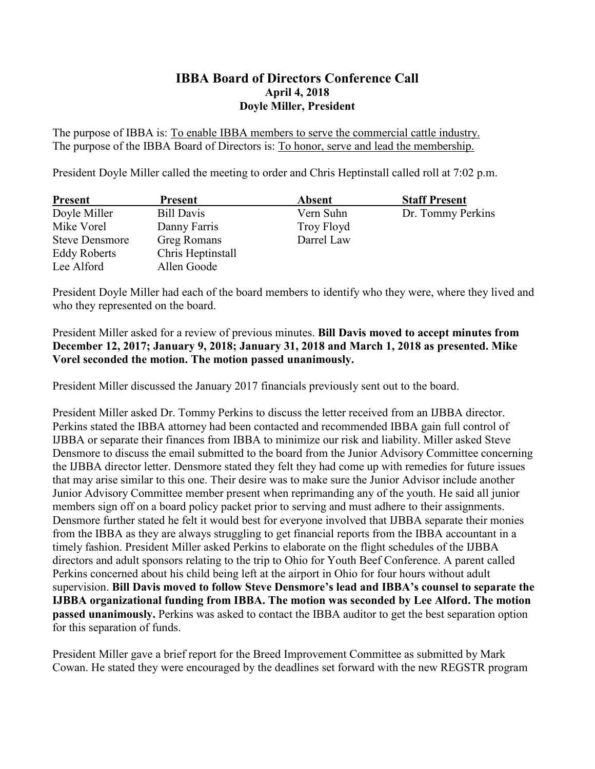# IBBA Board of Directors Conference Call

**April 4, 2018**

**Doyle Miller, President**

The purpose of IBBA is: <u>To enable IBBA members to serve the commercial cattle industry.</u>
The purpose of the IBBA Board of Directors is: <u>To honor, serve and lead the membership.</u>

President Doyle Miller called the meeting to order and Chris Heptinstall called roll at 7:02 p.m.

| Present | Present | Absent | Staff Present |
|---|---|---|---|
| Doyle Miller | Bill Davis | Vern Suhn | Dr. Tommy Perkins |
| Mike Vorel | Danny Farris | Troy Floyd | |
| Steve Densmore | Greg Romans | Darrel Law | |
| Eddy Roberts | Chris Heptinstall | | |
| Lee Alford | Allen Goode | | |

President Doyle Miller had each of the board members to identify who they were, where they lived and who they represented on the board.

President Miller asked for a review of previous minutes. **Bill Davis moved to accept minutes from December 12, 2017; January 9, 2018; January 31, 2018 and March 1, 2018 as presented. Mike Vorel seconded the motion. The motion passed unanimously.**

President Miller discussed the January 2017 financials previously sent out to the board.

President Miller asked Dr. Tommy Perkins to discuss the letter received from an IJBBA director. Perkins stated the IBBA attorney had been contacted and recommended IBBA gain full control of IJBBA or separate their finances from IBBA to minimize our risk and liability. Miller asked Steve Densmore to discuss the email submitted to the board from the Junior Advisory Committee concerning the IJBBA director letter. Densmore stated they felt they had come up with remedies for future issues that may arise similar to this one. Their desire was to make sure the Junior Advisor include another Junior Advisory Committee member present when reprimanding any of the youth. He said all junior members sign off on a board policy packet prior to serving and must adhere to their assignments. Densmore further stated he felt it would best for everyone involved that IJBBA separate their monies from the IBBA as they are always struggling to get financial reports from the IBBA accountant in a timely fashion. President Miller asked Perkins to elaborate on the flight schedules of the IJBBA directors and adult sponsors relating to the trip to Ohio for Youth Beef Conference. A parent called Perkins concerned about his child being left at the airport in Ohio for four hours without adult supervision. **Bill Davis moved to follow Steve Densmore's lead and IBBA's counsel to separate the IJBBA organizational funding from IBBA. The motion was seconded by Lee Alford. The motion passed unanimously.** Perkins was asked to contact the IBBA auditor to get the best separation option for this separation of funds.

President Miller gave a brief report for the Breed Improvement Committee as submitted by Mark Cowan. He stated they were encouraged by the deadlines set forward with the new REGSTR program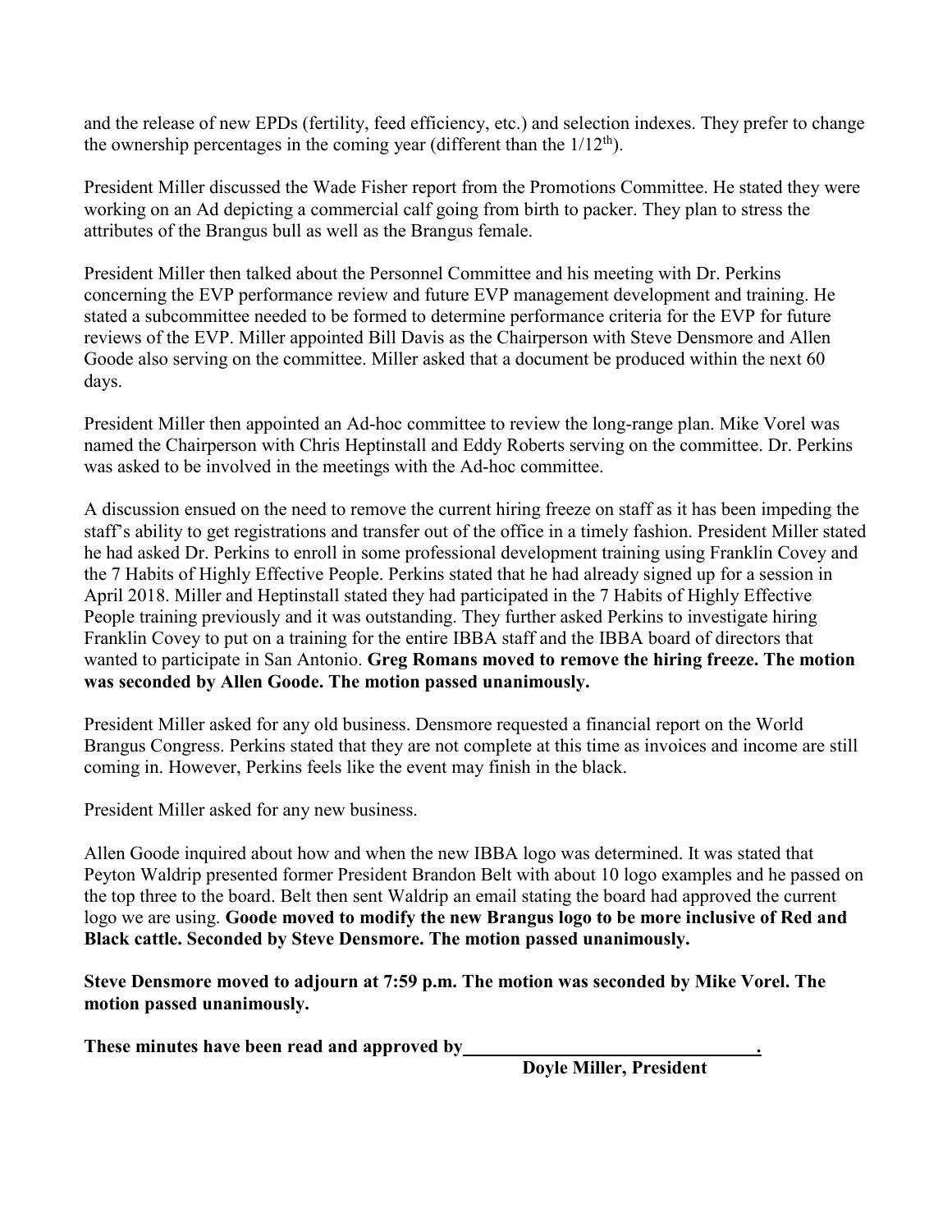and the release of new EPDs (fertility, feed efficiency, etc.) and selection indexes. They prefer to change the ownership percentages in the coming year (different than the $1/12^{th}$).

President Miller discussed the Wade Fisher report from the Promotions Committee. He stated they were working on an Ad depicting a commercial calf going from birth to packer. They plan to stress the attributes of the Brangus bull as well as the Brangus female.

President Miller then talked about the Personnel Committee and his meeting with Dr. Perkins concerning the EVP performance review and future EVP management development and training. He stated a subcommittee needed to be formed to determine performance criteria for the EVP for future reviews of the EVP. Miller appointed Bill Davis as the Chairperson with Steve Densmore and Allen Goode also serving on the committee. Miller asked that a document be produced within the next 60 days.

President Miller then appointed an Ad-hoc committee to review the long-range plan. Mike Vorel was named the Chairperson with Chris Heptinstall and Eddy Roberts serving on the committee. Dr. Perkins was asked to be involved in the meetings with the Ad-hoc committee.

A discussion ensued on the need to remove the current hiring freeze on staff as it has been impeding the staff's ability to get registrations and transfer out of the office in a timely fashion. President Miller stated he had asked Dr. Perkins to enroll in some professional development training using Franklin Covey and the 7 Habits of Highly Effective People. Perkins stated that he had already signed up for a session in April 2018. Miller and Heptinstall stated they had participated in the 7 Habits of Highly Effective People training previously and it was outstanding. They further asked Perkins to investigate hiring Franklin Covey to put on a training for the entire IBBA staff and the IBBA board of directors that wanted to participate in San Antonio. **Greg Romans moved to remove the hiring freeze. The motion was seconded by Allen Goode. The motion passed unanimously.**

President Miller asked for any old business. Densmore requested a financial report on the World Brangus Congress. Perkins stated that they are not complete at this time as invoices and income are still coming in. However, Perkins feels like the event may finish in the black.

President Miller asked for any new business.

Allen Goode inquired about how and when the new IBBA logo was determined. It was stated that Peyton Waldrip presented former President Brandon Belt with about 10 logo examples and he passed on the top three to the board. Belt then sent Waldrip an email stating the board had approved the current logo we are using. **Goode moved to modify the new Brangus logo to be more inclusive of Red and Black cattle. Seconded by Steve Densmore. The motion passed unanimously.**

**Steve Densmore moved to adjourn at 7:59 p.m. The motion was seconded by Mike Vorel. The motion passed unanimously.**

**These minutes have been read and approved by\_\_\_\_\_\_\_\_\_\_\_\_\_\_\_\_\_\_\_\_\_\_\_\_\_\_\_\_\_\_\_\_.**

**Doyle Miller, President**